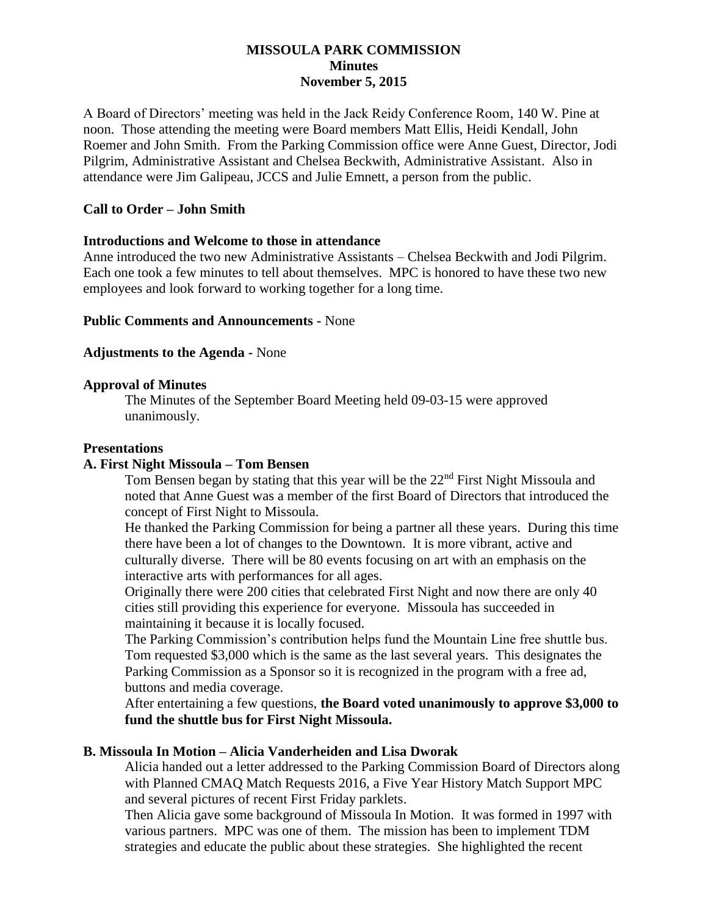# MISSOULA PARK COMMISSION
## Minutes
### November 5, 2015

A Board of Directors' meeting was held in the Jack Reidy Conference Room, 140 W. Pine at noon. Those attending the meeting were Board members Matt Ellis, Heidi Kendall, John Roemer and John Smith. From the Parking Commission office were Anne Guest, Director, Jodi Pilgrim, Administrative Assistant and Chelsea Beckwith, Administrative Assistant. Also in attendance were Jim Galipeau, JCCS and Julie Emnett, a person from the public.

**Call to Order – John Smith**

**Introductions and Welcome to those in attendance**

Anne introduced the two new Administrative Assistants – Chelsea Beckwith and Jodi Pilgrim. Each one took a few minutes to tell about themselves. MPC is honored to have these two new employees and look forward to working together for a long time.

**Public Comments and Announcements -** None

**Adjustments to the Agenda -** None

**Approval of Minutes**

The Minutes of the September Board Meeting held 09-03-15 were approved unanimously.

**Presentations**

**A. First Night Missoula – Tom Bensen**

Tom Bensen began by stating that this year will be the 22nd First Night Missoula and noted that Anne Guest was a member of the first Board of Directors that introduced the concept of First Night to Missoula.

He thanked the Parking Commission for being a partner all these years. During this time there have been a lot of changes to the Downtown. It is more vibrant, active and culturally diverse. There will be 80 events focusing on art with an emphasis on the interactive arts with performances for all ages.

Originally there were 200 cities that celebrated First Night and now there are only 40 cities still providing this experience for everyone. Missoula has succeeded in maintaining it because it is locally focused.

The Parking Commission's contribution helps fund the Mountain Line free shuttle bus. Tom requested $3,000 which is the same as the last several years. This designates the Parking Commission as a Sponsor so it is recognized in the program with a free ad, buttons and media coverage.

After entertaining a few questions, **the Board voted unanimously to approve $3,000 to fund the shuttle bus for First Night Missoula.**

**B. Missoula In Motion – Alicia Vanderheiden and Lisa Dworak**

Alicia handed out a letter addressed to the Parking Commission Board of Directors along with Planned CMAQ Match Requests 2016, a Five Year History Match Support MPC and several pictures of recent First Friday parklets.

Then Alicia gave some background of Missoula In Motion. It was formed in 1997 with various partners. MPC was one of them. The mission has been to implement TDM strategies and educate the public about these strategies. She highlighted the recent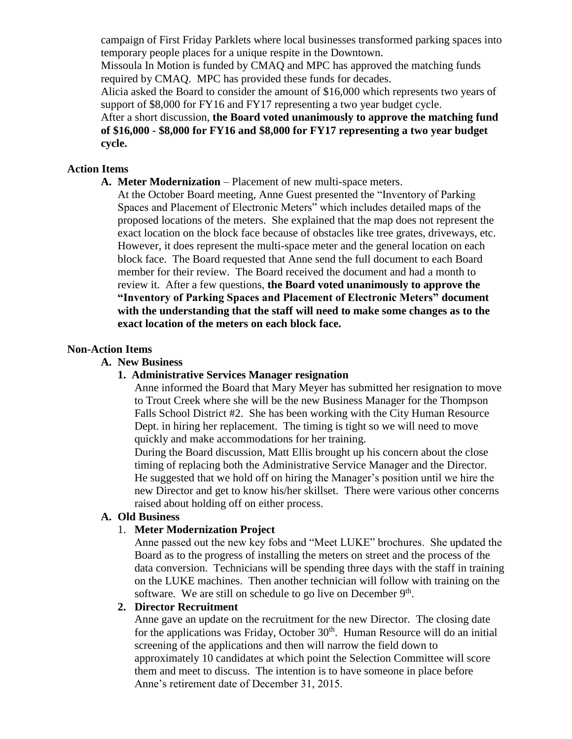campaign of First Friday Parklets where local businesses transformed parking spaces into temporary people places for a unique respite in the Downtown.

Missoula In Motion is funded by CMAQ and MPC has approved the matching funds required by CMAQ. MPC has provided these funds for decades.

Alicia asked the Board to consider the amount of $16,000 which represents two years of support of $8,000 for FY16 and FY17 representing a two year budget cycle.

After a short discussion, **the Board voted unanimously to approve the matching fund of $16,000 - $8,000 for FY16 and $8,000 for FY17 representing a two year budget cycle.**

## Action Items

**A. Meter Modernization** – Placement of new multi-space meters.

At the October Board meeting, Anne Guest presented the "Inventory of Parking Spaces and Placement of Electronic Meters" which includes detailed maps of the proposed locations of the meters. She explained that the map does not represent the exact location on the block face because of obstacles like tree grates, driveways, etc. However, it does represent the multi-space meter and the general location on each block face. The Board requested that Anne send the full document to each Board member for their review. The Board received the document and had a month to review it. After a few questions, **the Board voted unanimously to approve the "Inventory of Parking Spaces and Placement of Electronic Meters" document with the understanding that the staff will need to make some changes as to the exact location of the meters on each block face.**

## Non-Action Items

**A. New Business**

**1. Administrative Services Manager resignation**

Anne informed the Board that Mary Meyer has submitted her resignation to move to Trout Creek where she will be the new Business Manager for the Thompson Falls School District #2. She has been working with the City Human Resource Dept. in hiring her replacement. The timing is tight so we will need to move quickly and make accommodations for her training.

During the Board discussion, Matt Ellis brought up his concern about the close timing of replacing both the Administrative Service Manager and the Director. He suggested that we hold off on hiring the Manager's position until we hire the new Director and get to know his/her skillset. There were various other concerns raised about holding off on either process.

**A. Old Business**

1. **Meter Modernization Project**

Anne passed out the new key fobs and "Meet LUKE" brochures. She updated the Board as to the progress of installing the meters on street and the process of the data conversion. Technicians will be spending three days with the staff in training on the LUKE machines. Then another technician will follow with training on the software. We are still on schedule to go live on December 9th.

**2. Director Recruitment**

Anne gave an update on the recruitment for the new Director. The closing date for the applications was Friday, October 30th. Human Resource will do an initial screening of the applications and then will narrow the field down to approximately 10 candidates at which point the Selection Committee will score them and meet to discuss. The intention is to have someone in place before Anne's retirement date of December 31, 2015.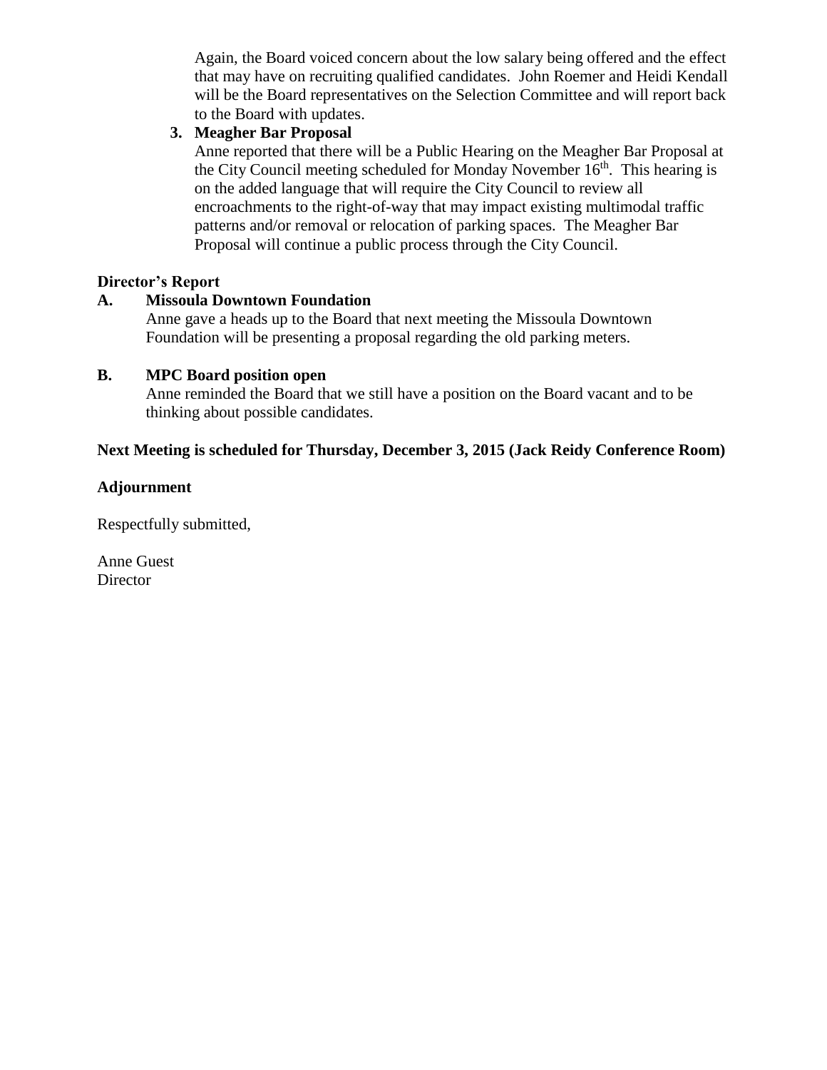Again, the Board voiced concern about the low salary being offered and the effect that may have on recruiting qualified candidates. John Roemer and Heidi Kendall will be the Board representatives on the Selection Committee and will report back to the Board with updates.

3. **Meagher Bar Proposal**
   Anne reported that there will be a Public Hearing on the Meagher Bar Proposal at the City Council meeting scheduled for Monday November 16th. This hearing is on the added language that will require the City Council to review all encroachments to the right-of-way that may impact existing multimodal traffic patterns and/or removal or relocation of parking spaces. The Meagher Bar Proposal will continue a public process through the City Council.

**Director's Report**

**A. Missoula Downtown Foundation**
Anne gave a heads up to the Board that next meeting the Missoula Downtown Foundation will be presenting a proposal regarding the old parking meters.

**B. MPC Board position open**
Anne reminded the Board that we still have a position on the Board vacant and to be thinking about possible candidates.

**Next Meeting is scheduled for Thursday, December 3, 2015 (Jack Reidy Conference Room)**

**Adjournment**

Respectfully submitted,

Anne Guest
Director